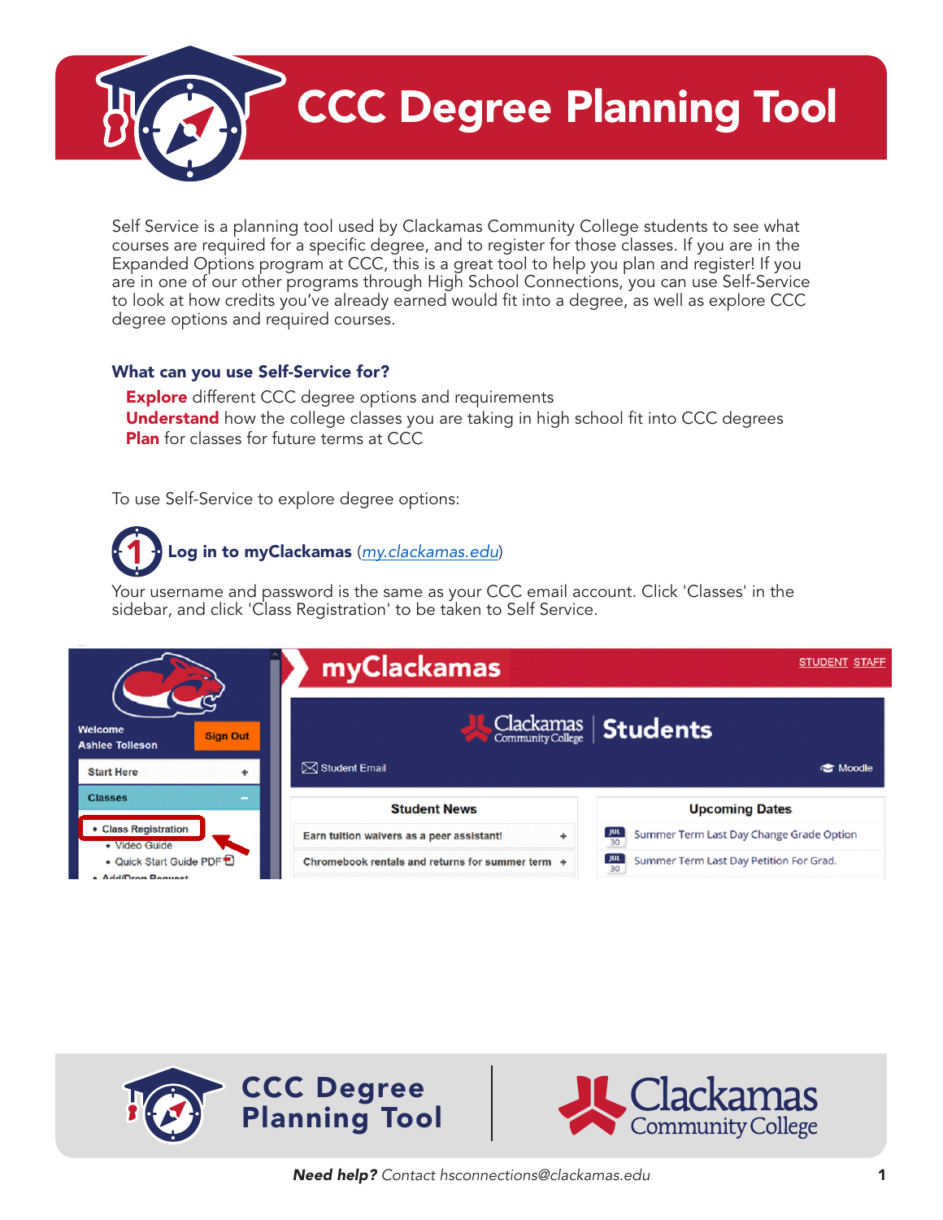# CCC Degree Planning Tool

Self Service is a planning tool used by Clackamas Community College students to see what courses are required for a specific degree, and to register for those classes. If you are in the Expanded Options program at CCC, this is a great tool to help you plan and register! If you are in one of our other programs through High School Connections, you can use Self-Service to look at how credits you've already earned would fit into a degree, as well as explore CCC degree options and required courses.

### What can you use Self-Service for?

**Explore** different CCC degree options and requirements
**Understand** how the college classes you are taking in high school fit into CCC degrees
**Plan** for classes for future terms at CCC

To use Self-Service to explore degree options:

### 1 Log in to myClackamas (my.clackamas.edu)

Your username and password is the same as your CCC email account. Click 'Classes' in the sidebar, and click 'Class Registration' to be taken to Self Service.

*Need help?* Contact hsconnections@clackamas.edu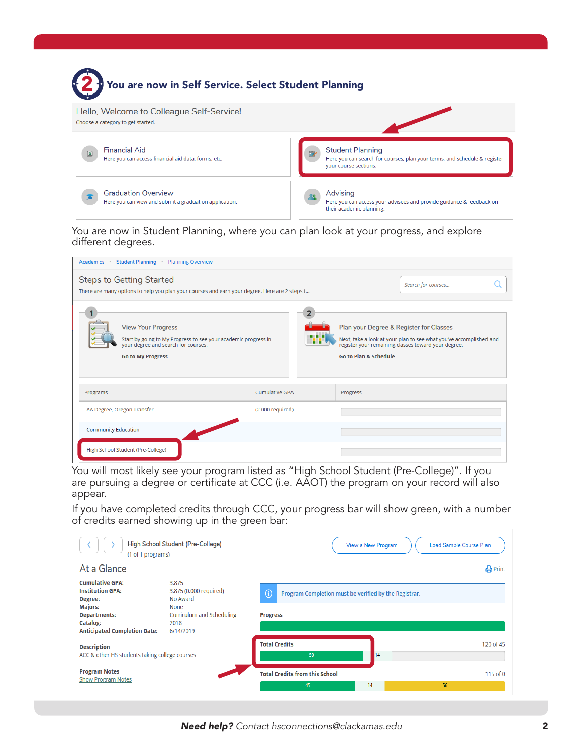## 2 You are now in Self Service. Select Student Planning

Hello, Welcome to Colleague Self-Service!

Choose a category to get started.

**Financial Aid**
Here you can access financial aid data, forms, etc.

**Student Planning**
Here you can search for courses, plan your terms, and schedule & register your course sections.

**Graduation Overview**
Here you can view and submit a graduation application.

**Advising**
Here you can access your advisees and provide guidance & feedback on their academic planning.

You are now in Student Planning, where you can plan look at your progress, and explore different degrees.

Academics • Student Planning • Planning Overview

**Steps to Getting Started**

There are many options to help you plan your courses and earn your degree. Here are 2 steps t...

Search for courses...

1 **View Your Progress**
Start by going to My Progress to see your academic progress in your degree and search for courses.
Go to My Progress

2 **Plan your Degree & Register for Classes**
Next, take a look at your plan to see what you've accomplished and register your remaining classes toward your degree.
Go to Plan & Schedule

| Programs | Cumulative GPA | Progress |
|---|---|---|
| AA Degree, Oregon Transfer | (2.000 required) | |
| Community Education | | |
| High School Student (Pre-College) | | |

You will most likely see your program listed as "High School Student (Pre-College)". If you are pursuing a degree or certificate at CCC (i.e. AAOT) the program on your record will also appear.

If you have completed credits through CCC, your progress bar will show green, with a number of credits earned showing up in the green bar:

High School Student (Pre-College)
(1 of 1 programs)

View a New Program | Load Sample Course Plan

**At a Glance**

Print

| | |
|---|---|
| **Cumulative GPA:** | 3.875 |
| **Institution GPA:** | 3.875 (0.000 required) |
| **Degree:** | No Award |
| **Majors:** | None |
| **Departments:** | Curriculum and Scheduling |
| **Catalog:** | 2018 |
| **Anticipated Completion Date:** | 6/14/2019 |

**Description**
ACC & other HS students taking college courses

**Program Notes**
Show Program Notes

Program Completion must be verified by the Registrar.

**Progress**

**Total Credits** — 120 of 45 (50 | 14)

**Total Credits from this School** — 115 of 0 (45 | 14 | 56)

***Need help?*** *Contact hsconnections@clackamas.edu*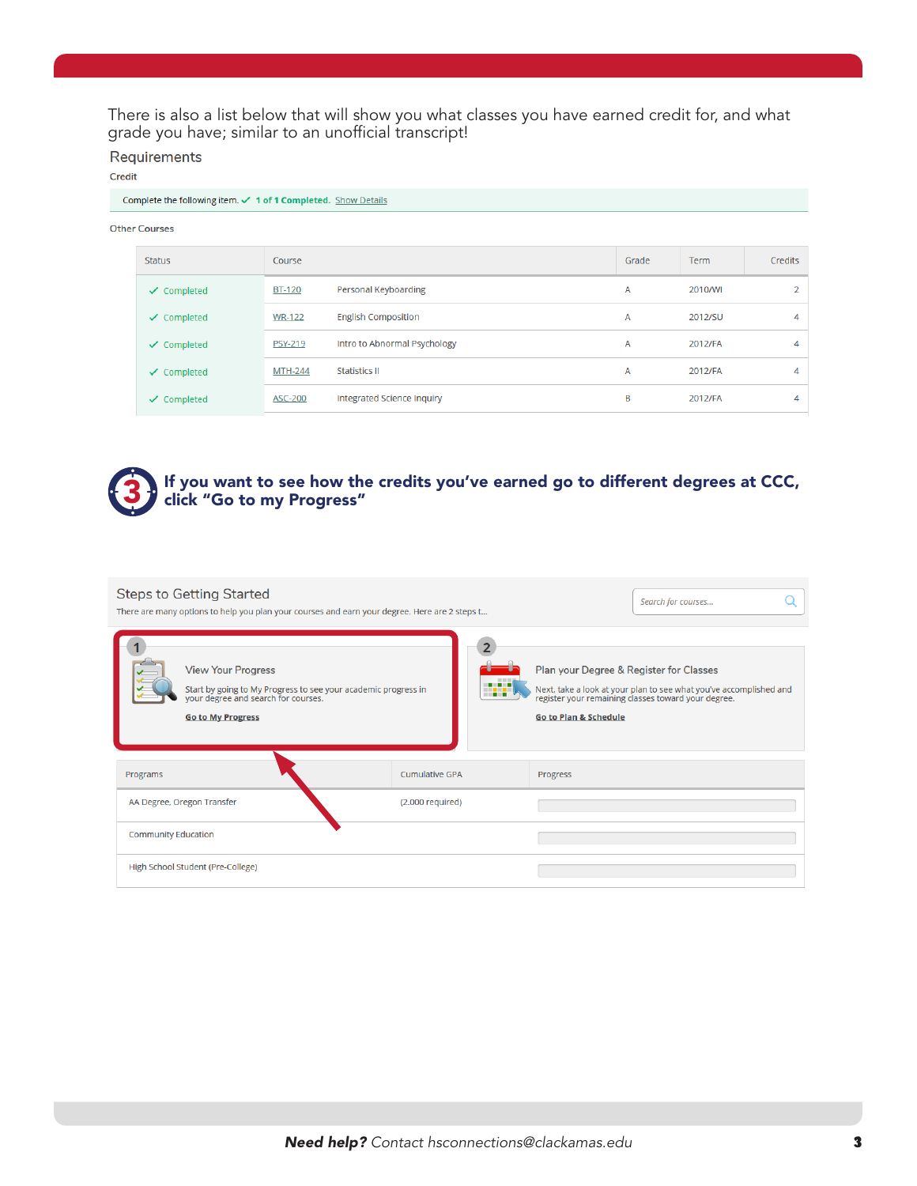There is also a list below that will show you what classes you have earned credit for, and what grade you have; similar to an unofficial transcript!

Requirements

Credit

Complete the following item. ✓ 1 of 1 Completed. Show Details

Other Courses

| Status | Course | | Grade | Term | Credits |
|---|---|---|---|---|---|
| ✓ Completed | BT-120 | Personal Keyboarding | A | 2010/WI | 2 |
| ✓ Completed | WR-122 | English Composition | A | 2012/SU | 4 |
| ✓ Completed | PSY-219 | Intro to Abnormal Psychology | A | 2012/FA | 4 |
| ✓ Completed | MTH-244 | Statistics II | A | 2012/FA | 4 |
| ✓ Completed | ASC-200 | Integrated Science Inquiry | B | 2012/FA | 4 |

## 3 If you want to see how the credits you've earned go to different degrees at CCC, click "Go to my Progress"

Steps to Getting Started

There are many options to help you plan your courses and earn your degree. Here are 2 steps t...

Search for courses...

1 View Your Progress

Start by going to My Progress to see your academic progress in your degree and search for courses.

Go to My Progress

2 Plan your Degree & Register for Classes

Next, take a look at your plan to see what you've accomplished and register your remaining classes toward your degree.

Go to Plan & Schedule

| Programs | Cumulative GPA | Progress |
|---|---|---|
| AA Degree, Oregon Transfer | (2.000 required) | |
| Community Education | | |
| High School Student (Pre-College) | | |

***Need help?*** *Contact hsconnections@clackamas.edu*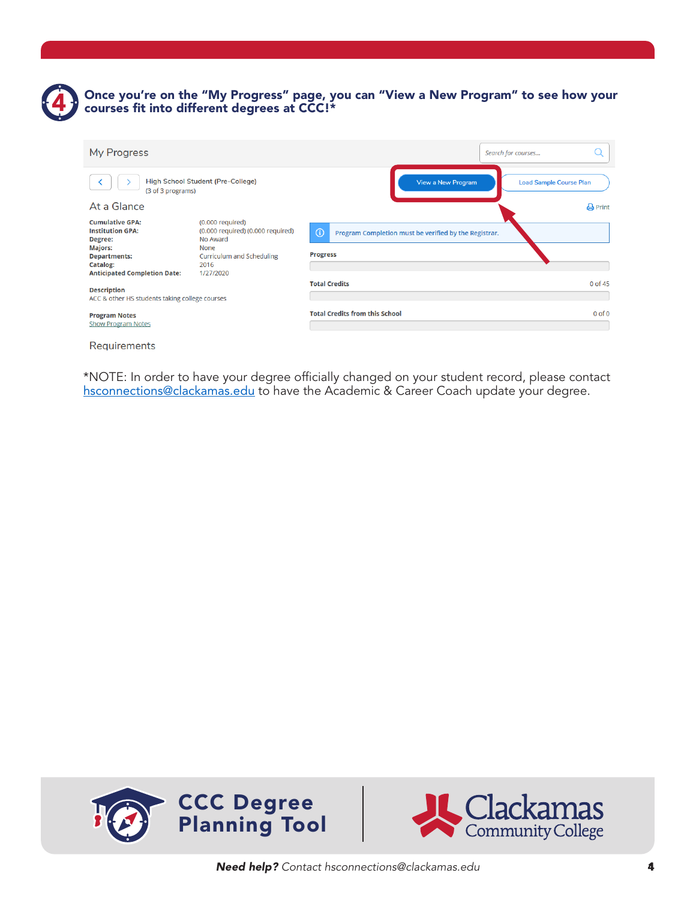## 4 Once you're on the "My Progress" page, you can "View a New Program" to see how your courses fit into different degrees at CCC!*

My Progress

Search for courses...

High School Student (Pre-College)
(3 of 3 programs)

View a New Program

Load Sample Course Plan

At a Glance

Print

| | |
|---|---|
| **Cumulative GPA:** | (0.000 required) |
| **Institution GPA:** | (0.000 required) (0.000 required) |
| **Degree:** | No Award |
| **Majors:** | None |
| **Departments:** | Curriculum and Scheduling |
| **Catalog:** | 2016 |
| **Anticipated Completion Date:** | 1/27/2020 |

**Description**
ACC & other HS students taking college courses

**Program Notes**
Show Program Notes

Program Completion must be verified by the Registrar.

**Progress**

**Total Credits** 0 of 45

**Total Credits from this School** 0 of 0

Requirements

*NOTE: In order to have your degree officially changed on your student record, please contact hsconnections@clackamas.edu to have the Academic & Career Coach update your degree.

CCC Degree Planning Tool

Clackamas Community College

***Need help?*** *Contact hsconnections@clackamas.edu*